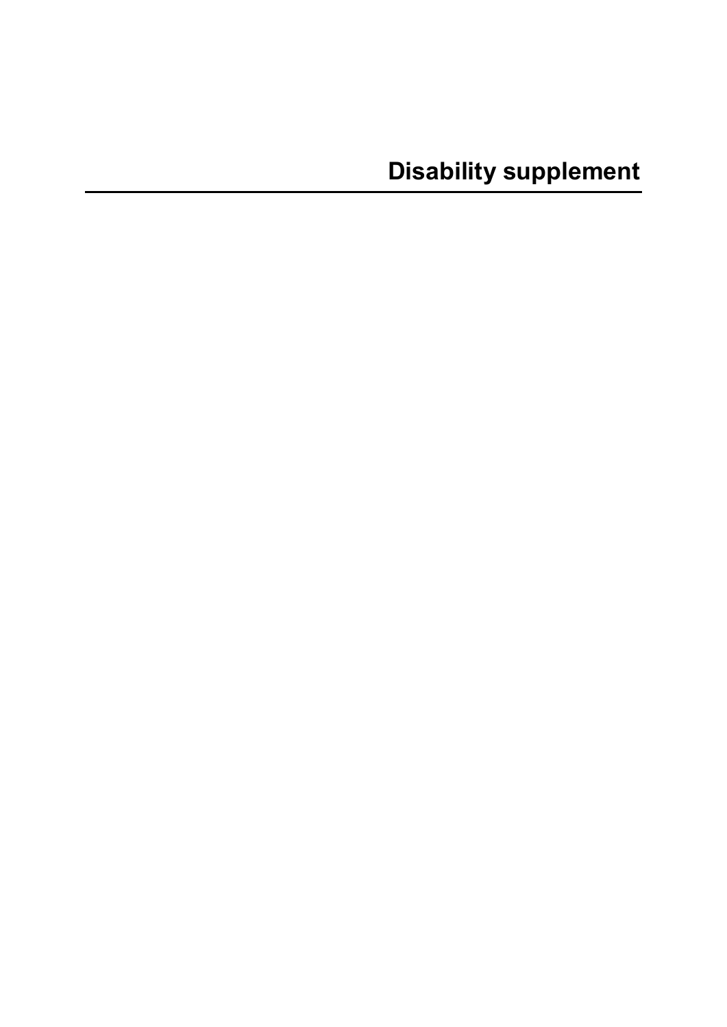# Disability supplement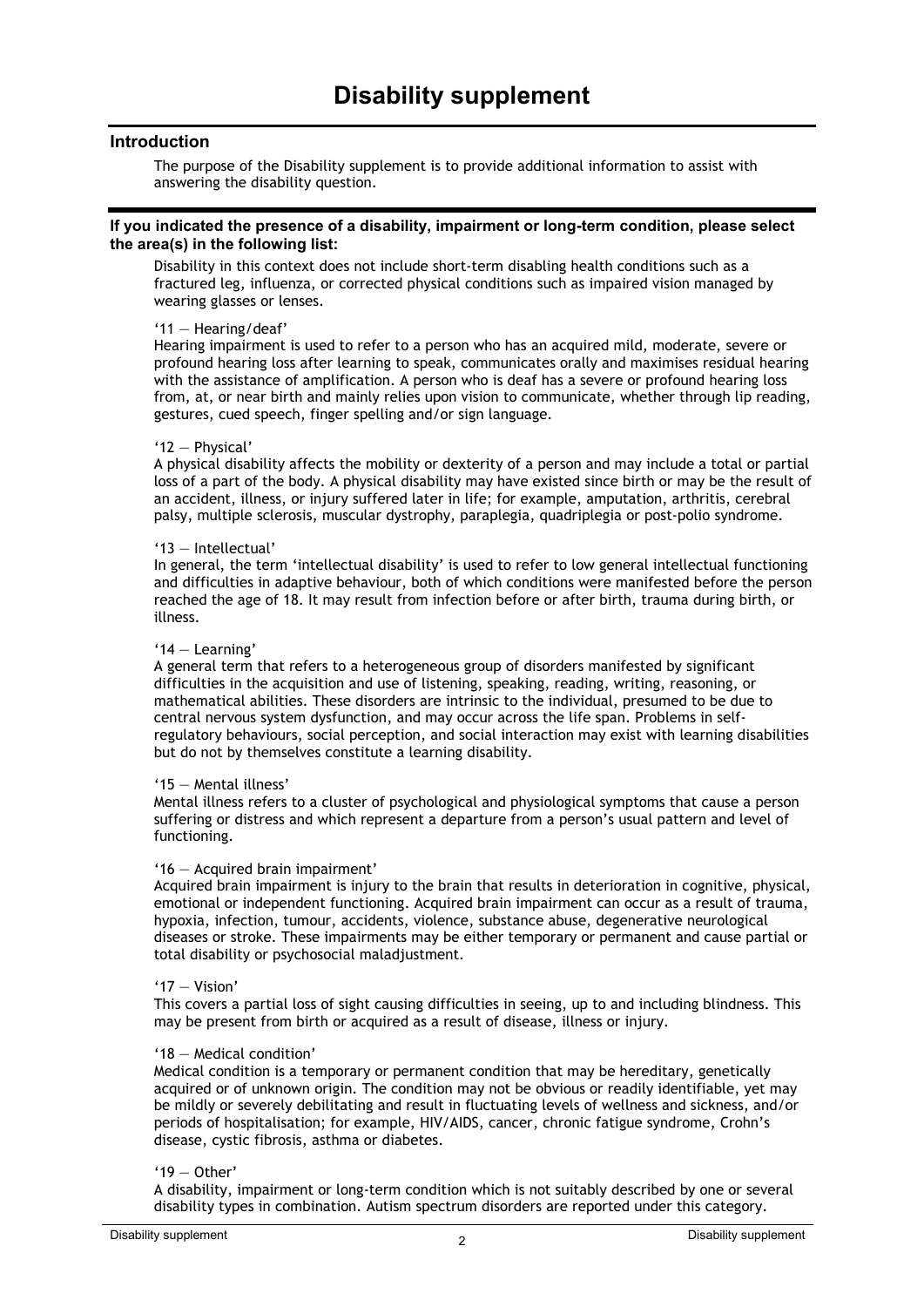# Disability supplement

## Introduction

The purpose of the Disability supplement is to provide additional information to assist with answering the disability question.

### If you indicated the presence of a disability, impairment or long-term condition, please select the area(s) in the following list:

Disability in this context does not include short-term disabling health conditions such as a fractured leg, influenza, or corrected physical conditions such as impaired vision managed by wearing glasses or lenses.

'11 — Hearing/deaf'
Hearing impairment is used to refer to a person who has an acquired mild, moderate, severe or profound hearing loss after learning to speak, communicates orally and maximises residual hearing with the assistance of amplification. A person who is deaf has a severe or profound hearing loss from, at, or near birth and mainly relies upon vision to communicate, whether through lip reading, gestures, cued speech, finger spelling and/or sign language.

'12 — Physical'
A physical disability affects the mobility or dexterity of a person and may include a total or partial loss of a part of the body. A physical disability may have existed since birth or may be the result of an accident, illness, or injury suffered later in life; for example, amputation, arthritis, cerebral palsy, multiple sclerosis, muscular dystrophy, paraplegia, quadriplegia or post-polio syndrome.

'13 — Intellectual'
In general, the term 'intellectual disability' is used to refer to low general intellectual functioning and difficulties in adaptive behaviour, both of which conditions were manifested before the person reached the age of 18. It may result from infection before or after birth, trauma during birth, or illness.

'14 — Learning'
A general term that refers to a heterogeneous group of disorders manifested by significant difficulties in the acquisition and use of listening, speaking, reading, writing, reasoning, or mathematical abilities. These disorders are intrinsic to the individual, presumed to be due to central nervous system dysfunction, and may occur across the life span. Problems in self-regulatory behaviours, social perception, and social interaction may exist with learning disabilities but do not by themselves constitute a learning disability.

'15 — Mental illness'
Mental illness refers to a cluster of psychological and physiological symptoms that cause a person suffering or distress and which represent a departure from a person's usual pattern and level of functioning.

'16 — Acquired brain impairment'
Acquired brain impairment is injury to the brain that results in deterioration in cognitive, physical, emotional or independent functioning. Acquired brain impairment can occur as a result of trauma, hypoxia, infection, tumour, accidents, violence, substance abuse, degenerative neurological diseases or stroke. These impairments may be either temporary or permanent and cause partial or total disability or psychosocial maladjustment.

'17 — Vision'
This covers a partial loss of sight causing difficulties in seeing, up to and including blindness. This may be present from birth or acquired as a result of disease, illness or injury.

'18 — Medical condition'
Medical condition is a temporary or permanent condition that may be hereditary, genetically acquired or of unknown origin. The condition may not be obvious or readily identifiable, yet may be mildly or severely debilitating and result in fluctuating levels of wellness and sickness, and/or periods of hospitalisation; for example, HIV/AIDS, cancer, chronic fatigue syndrome, Crohn's disease, cystic fibrosis, asthma or diabetes.

'19 — Other'
A disability, impairment or long-term condition which is not suitably described by one or several disability types in combination. Autism spectrum disorders are reported under this category.